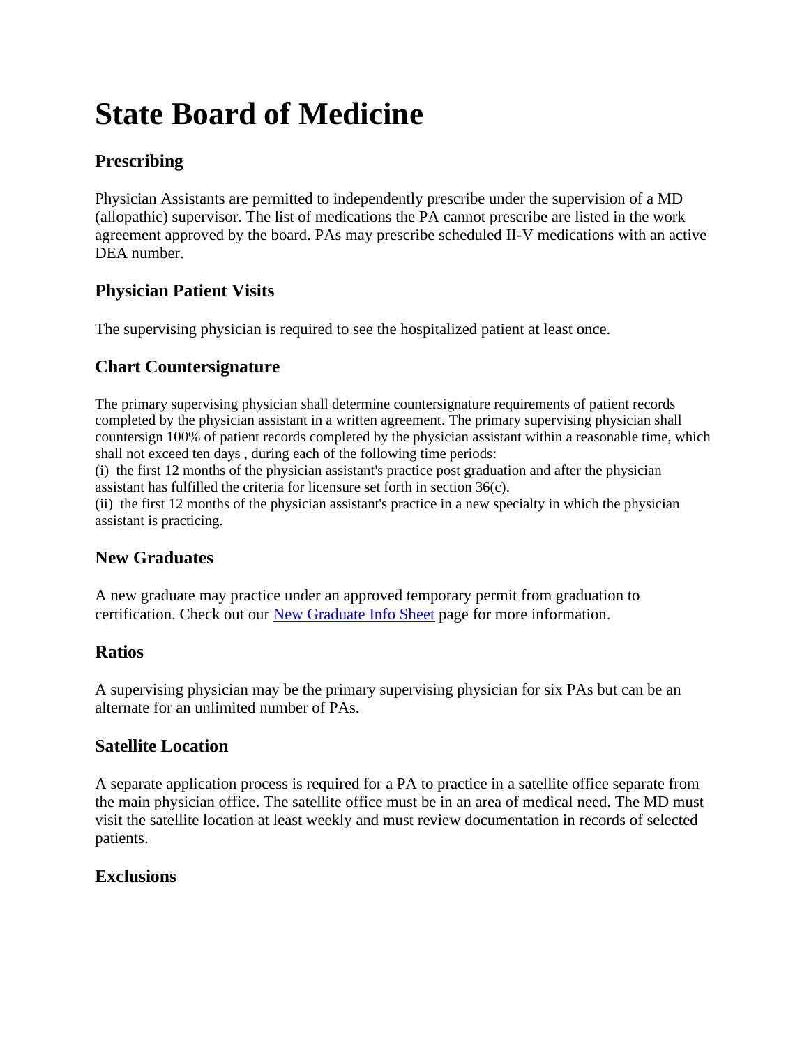# State Board of Medicine

## Prescribing

Physician Assistants are permitted to independently prescribe under the supervision of a MD (allopathic) supervisor. The list of medications the PA cannot prescribe are listed in the work agreement approved by the board. PAs may prescribe scheduled II-V medications with an active DEA number.

## Physician Patient Visits

The supervising physician is required to see the hospitalized patient at least once.

## Chart Countersignature

The primary supervising physician shall determine countersignature requirements of patient records completed by the physician assistant in a written agreement. The primary supervising physician shall countersign 100% of patient records completed by the physician assistant within a reasonable time, which shall not exceed ten days , during each of the following time periods:
(i) the first 12 months of the physician assistant's practice post graduation and after the physician assistant has fulfilled the criteria for licensure set forth in section 36(c).
(ii) the first 12 months of the physician assistant's practice in a new specialty in which the physician assistant is practicing.

## New Graduates

A new graduate may practice under an approved temporary permit from graduation to certification. Check out our [New Graduate Info Sheet]() page for more information.

## Ratios

A supervising physician may be the primary supervising physician for six PAs but can be an alternate for an unlimited number of PAs.

## Satellite Location

A separate application process is required for a PA to practice in a satellite office separate from the main physician office. The satellite office must be in an area of medical need. The MD must visit the satellite location at least weekly and must review documentation in records of selected patients.

## Exclusions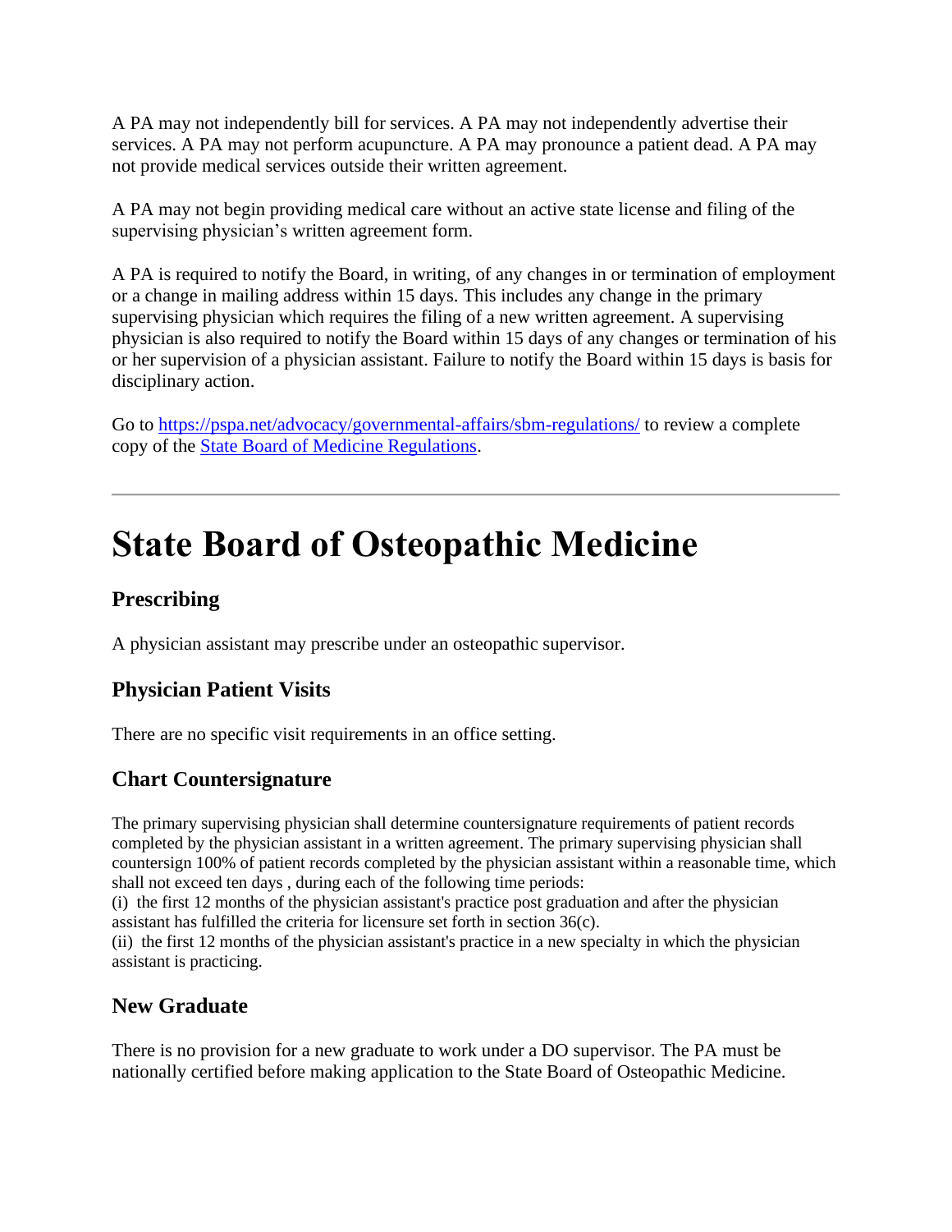A PA may not independently bill for services. A PA may not independently advertise their services. A PA may not perform acupuncture. A PA may pronounce a patient dead. A PA may not provide medical services outside their written agreement.

A PA may not begin providing medical care without an active state license and filing of the supervising physician's written agreement form.

A PA is required to notify the Board, in writing, of any changes in or termination of employment or a change in mailing address within 15 days. This includes any change in the primary supervising physician which requires the filing of a new written agreement. A supervising physician is also required to notify the Board within 15 days of any changes or termination of his or her supervision of a physician assistant. Failure to notify the Board within 15 days is basis for disciplinary action.

Go to [https://pspa.net/advocacy/governmental-affairs/sbm-regulations/](https://pspa.net/advocacy/governmental-affairs/sbm-regulations/) to review a complete copy of the [State Board of Medicine Regulations](https://pspa.net/advocacy/governmental-affairs/sbm-regulations/).

---

# State Board of Osteopathic Medicine

## Prescribing

A physician assistant may prescribe under an osteopathic supervisor.

## Physician Patient Visits

There are no specific visit requirements in an office setting.

## Chart Countersignature

The primary supervising physician shall determine countersignature requirements of patient records completed by the physician assistant in a written agreement. The primary supervising physician shall countersign 100% of patient records completed by the physician assistant within a reasonable time, which shall not exceed ten days , during each of the following time periods:
(i) the first 12 months of the physician assistant's practice post graduation and after the physician assistant has fulfilled the criteria for licensure set forth in section 36(c).
(ii) the first 12 months of the physician assistant's practice in a new specialty in which the physician assistant is practicing.

## New Graduate

There is no provision for a new graduate to work under a DO supervisor. The PA must be nationally certified before making application to the State Board of Osteopathic Medicine.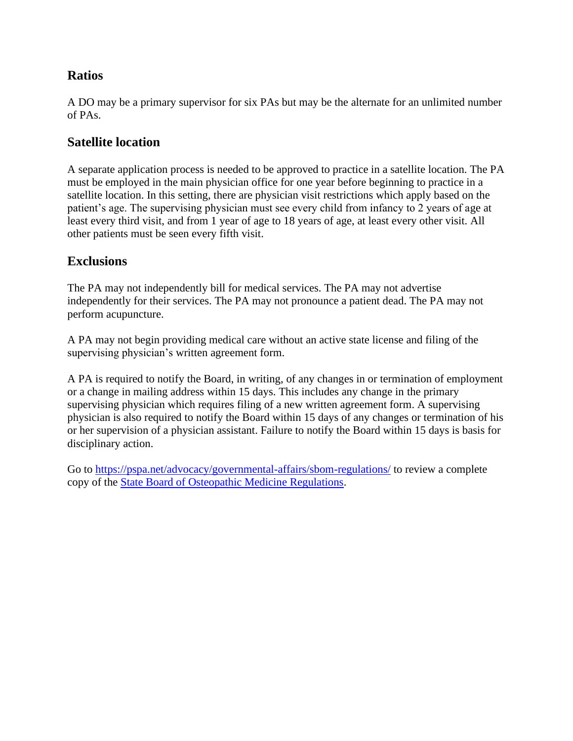## Ratios

A DO may be a primary supervisor for six PAs but may be the alternate for an unlimited number of PAs.

## Satellite location

A separate application process is needed to be approved to practice in a satellite location. The PA must be employed in the main physician office for one year before beginning to practice in a satellite location. In this setting, there are physician visit restrictions which apply based on the patient's age. The supervising physician must see every child from infancy to 2 years of age at least every third visit, and from 1 year of age to 18 years of age, at least every other visit. All other patients must be seen every fifth visit.

## Exclusions

The PA may not independently bill for medical services. The PA may not advertise independently for their services. The PA may not pronounce a patient dead. The PA may not perform acupuncture.

A PA may not begin providing medical care without an active state license and filing of the supervising physician's written agreement form.

A PA is required to notify the Board, in writing, of any changes in or termination of employment or a change in mailing address within 15 days. This includes any change in the primary supervising physician which requires filing of a new written agreement form. A supervising physician is also required to notify the Board within 15 days of any changes or termination of his or her supervision of a physician assistant. Failure to notify the Board within 15 days is basis for disciplinary action.

Go to [https://pspa.net/advocacy/governmental-affairs/sbom-regulations/](https://pspa.net/advocacy/governmental-affairs/sbom-regulations/) to review a complete copy of the [State Board of Osteopathic Medicine Regulations](https://pspa.net/advocacy/governmental-affairs/sbom-regulations/).